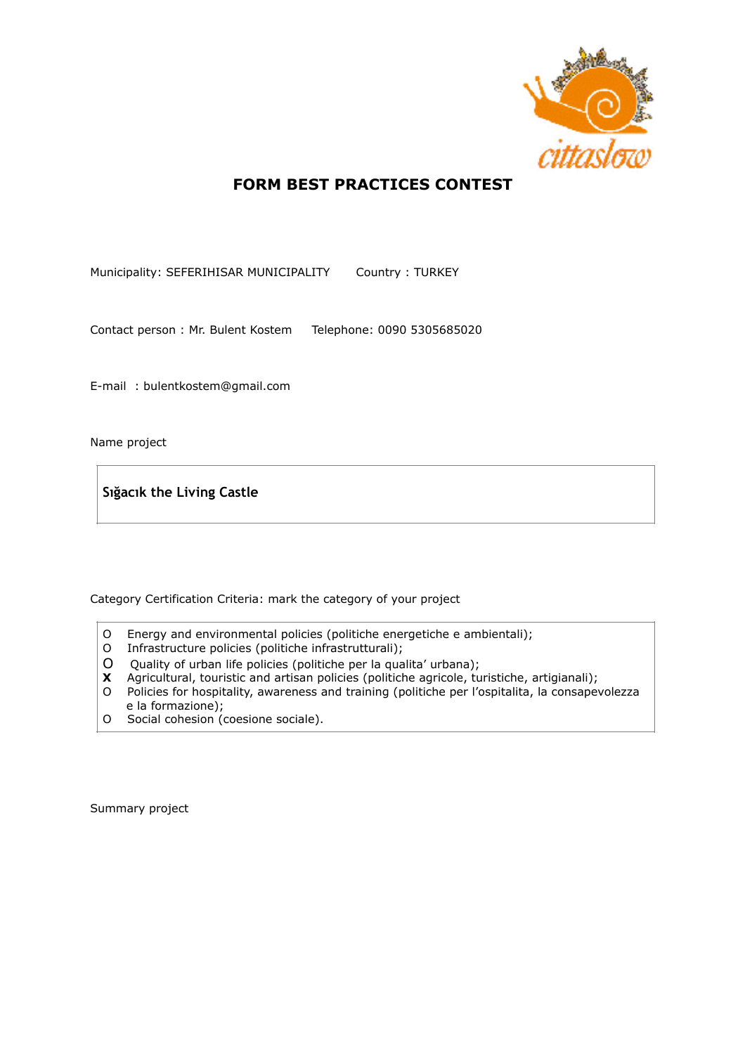# FORM BEST PRACTICES CONTEST

Municipality: SEFERIHISAR MUNICIPALITY    Country : TURKEY

Contact person : Mr. Bulent Kostem    Telephone: 0090 5305685020

E-mail : bulentkostem@gmail.com

Name project

**Sığacık the Living Castle**

Category Certification Criteria: mark the category of your project

- O Energy and environmental policies (politiche energetiche e ambientali);
- O Infrastructure policies (politiche infrastrutturali);
- O Quality of urban life policies (politiche per la qualita' urbana);
- **X** Agricultural, touristic and artisan policies (politiche agricole, turistiche, artigianali);
- O Policies for hospitality, awareness and training (politiche per l'ospitalita, la consapevolezza e la formazione);
- O Social cohesion (coesione sociale).

Summary project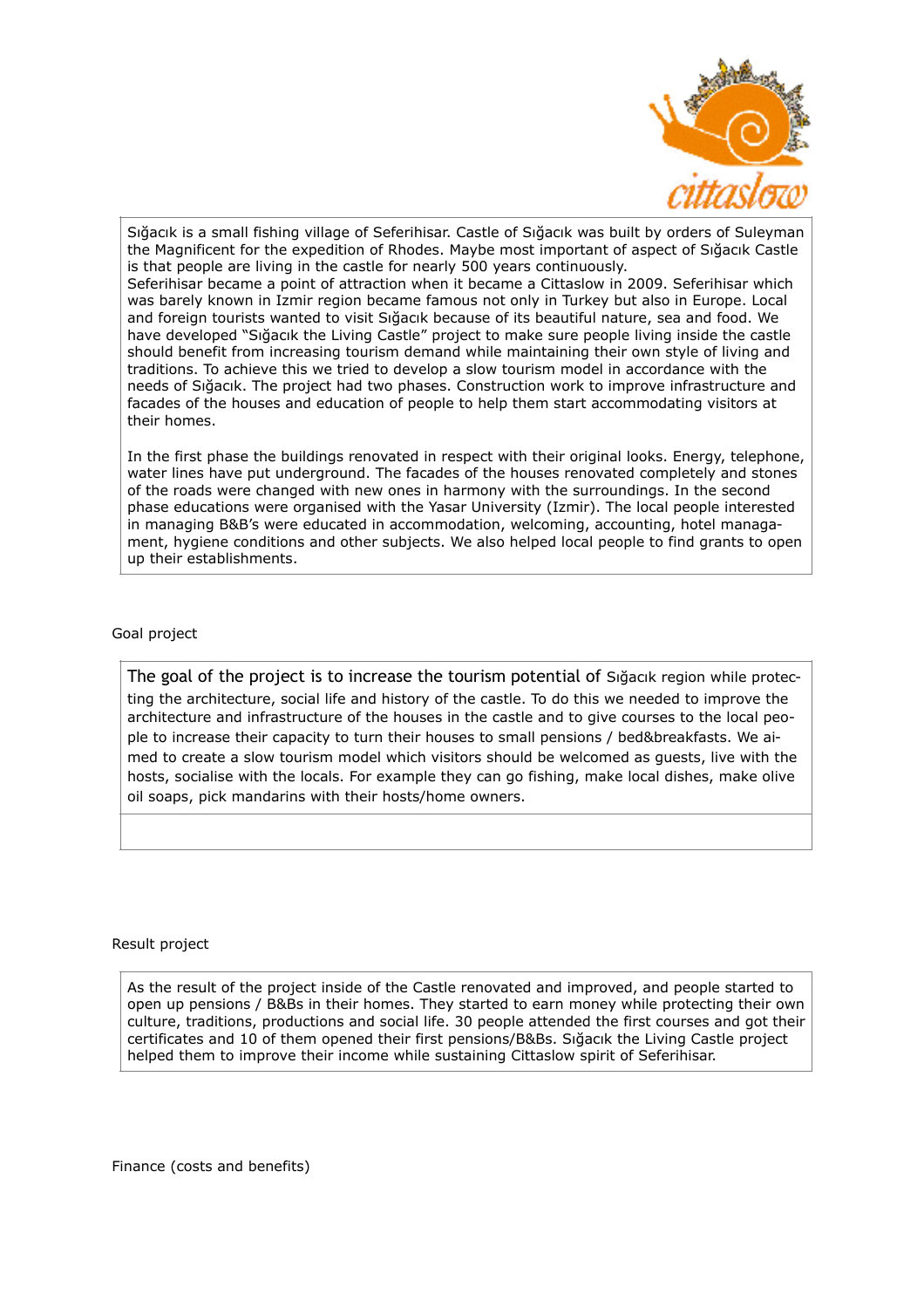Sığacık is a small fishing village of Seferihisar. Castle of Sığacık was built by orders of Suleyman the Magnificent for the expedition of Rhodes. Maybe most important of aspect of Sığacık Castle is that people are living in the castle for nearly 500 years continuously.
Seferihisar became a point of attraction when it became a Cittaslow in 2009. Seferihisar which was barely known in Izmir region became famous not only in Turkey but also in Europe. Local and foreign tourists wanted to visit Sığacık because of its beautiful nature, sea and food. We have developed "Sığacık the Living Castle" project to make sure people living inside the castle should benefit from increasing tourism demand while maintaining their own style of living and traditions. To achieve this we tried to develop a slow tourism model in accordance with the needs of Sığacık. The project had two phases. Construction work to improve infrastructure and facades of the houses and education of people to help them start accommodating visitors at their homes.

In the first phase the buildings renovated in respect with their original looks. Energy, telephone, water lines have put underground. The facades of the houses renovated completely and stones of the roads were changed with new ones in harmony with the surroundings. In the second phase educations were organised with the Yasar University (Izmir). The local people interested in managing B&B's were educated in accommodation, welcoming, accounting, hotel managament, hygiene conditions and other subjects. We also helped local people to find grants to open up their establishments.

Goal project

The goal of the project is to increase the tourism potential of Sığacık region while protecting the architecture, social life and history of the castle. To do this we needed to improve the architecture and infrastructure of the houses in the castle and to give courses to the local people to increase their capacity to turn their houses to small pensions / bed&breakfasts. We aimed to create a slow tourism model which visitors should be welcomed as guests, live with the hosts, socialise with the locals. For example they can go fishing, make local dishes, make olive oil soaps, pick mandarins with their hosts/home owners.

Result project

As the result of the project inside of the Castle renovated and improved, and people started to open up pensions / B&Bs in their homes. They started to earn money while protecting their own culture, traditions, productions and social life. 30 people attended the first courses and got their certificates and 10 of them opened their first pensions/B&Bs. Sığacık the Living Castle project helped them to improve their income while sustaining Cittaslow spirit of Seferihisar.

Finance (costs and benefits)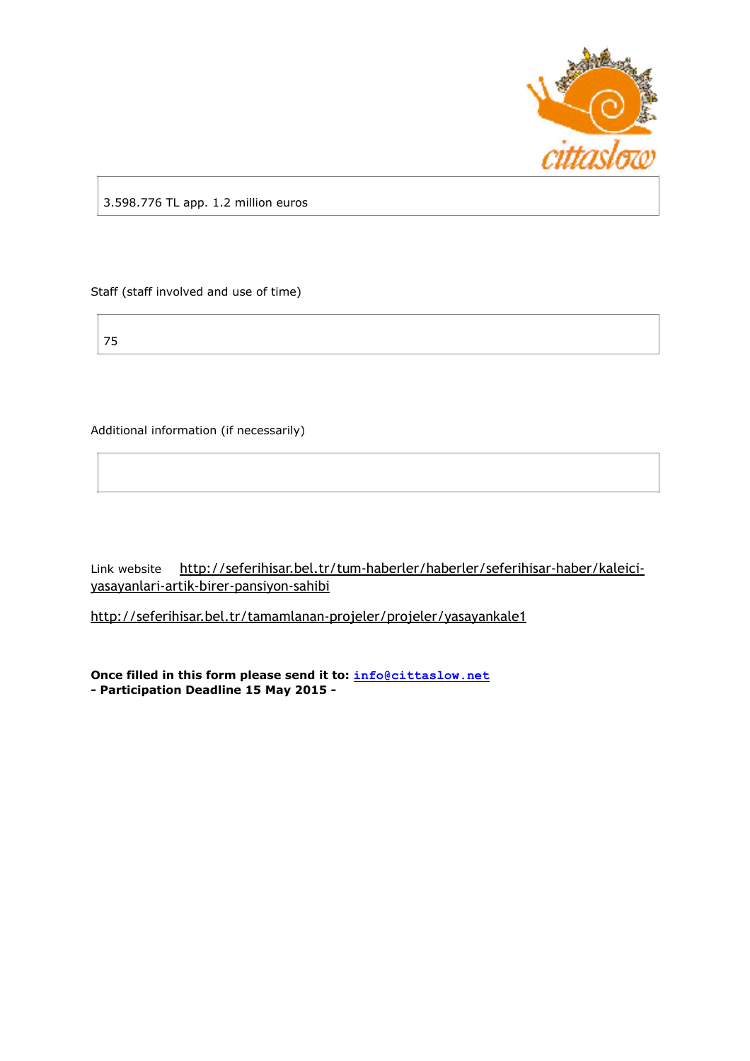3.598.776 TL app. 1.2 million euros

Staff (staff involved and use of time)

75

Additional information (if necessarily)

Link website http://seferihisar.bel.tr/tum-haberler/haberler/seferihisar-haber/kaleici-yasayanlari-artik-birer-pansiyon-sahibi

http://seferihisar.bel.tr/tamamlanan-projeler/projeler/yasayankale1

**Once filled in this form please send it to: info@cittaslow.net**
**- Participation Deadline 15 May 2015 -**